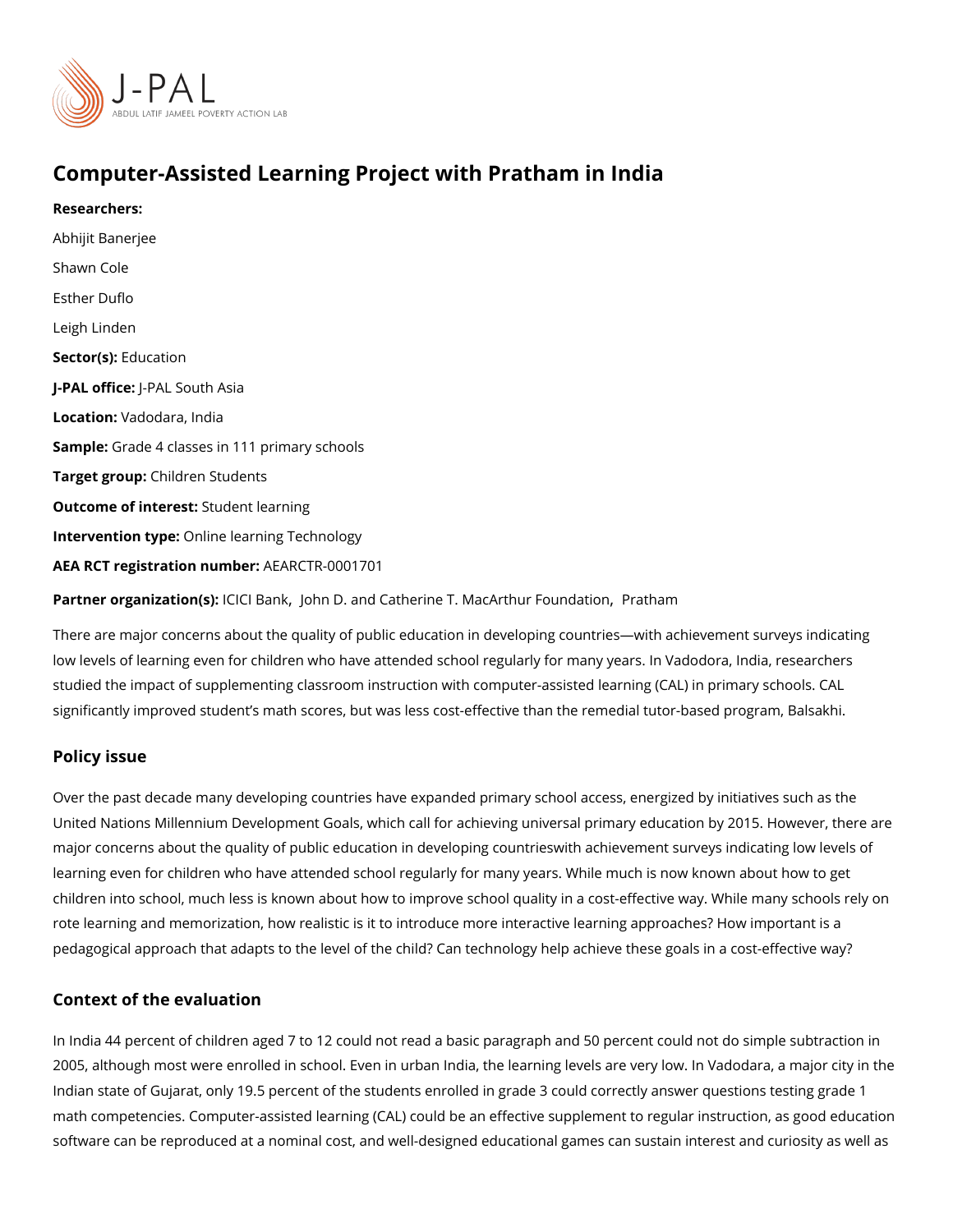# Computer-Assisted Learning Project with Pratham in India

**Researchers:**

Abhijit Banerjee

Shawn Cole

Esther Duflo

Leigh Linden

**Sector(s):** Education

**J-PAL office:** J-PAL South Asia

**Location:** Vadodara, India

**Sample:** Grade 4 classes in 111 primary schools

**Target group:** Children Students

**Outcome of interest:** Student learning

**Intervention type:** Online learning Technology

**AEA RCT registration number:** AEARCTR-0001701

**Partner organization(s):** ICICI Bank, John D. and Catherine T. MacArthur Foundation, Pratham

There are major concerns about the quality of public education in developing countries—with achievement surveys indicating low levels of learning even for children who have attended school regularly for many years. In Vadodara, India, researchers studied the impact of supplementing classroom instruction with computer-assisted learning (CAL) in primary schools. CAL significantly improved student's math scores, but was less cost-effective than the remedial tutor-based program, Balsakhi.

## Policy issue

Over the past decade many developing countries have expanded primary school access, energized by initiatives such as the United Nations Millennium Development Goals, which call for achieving universal primary education by 2015. However, there are major concerns about the quality of public education in developing countrieswith achievement surveys indicating low levels of learning even for children who have attended school regularly for many years. While much is now known about how to get children into school, much less is known about how to improve school quality in a cost-effective way. While many schools rely on rote learning and memorization, how realistic is it to introduce more interactive learning approaches? How important is a pedagogical approach that adapts to the level of the child? Can technology help achieve these goals in a cost-effective way?

## Context of the evaluation

In India 44 percent of children aged 7 to 12 could not read a basic paragraph and 50 percent could not do simple subtraction in 2005, although most were enrolled in school. Even in urban India, the learning levels are very low. In Vadodara, a major city in the Indian state of Gujarat, only 19.5 percent of the students enrolled in grade 3 could correctly answer questions testing grade 1 math competencies. Computer-assisted learning (CAL) could be an effective supplement to regular instruction, as good education software can be reproduced at a nominal cost, and well-designed educational games can sustain interest and curiosity as well as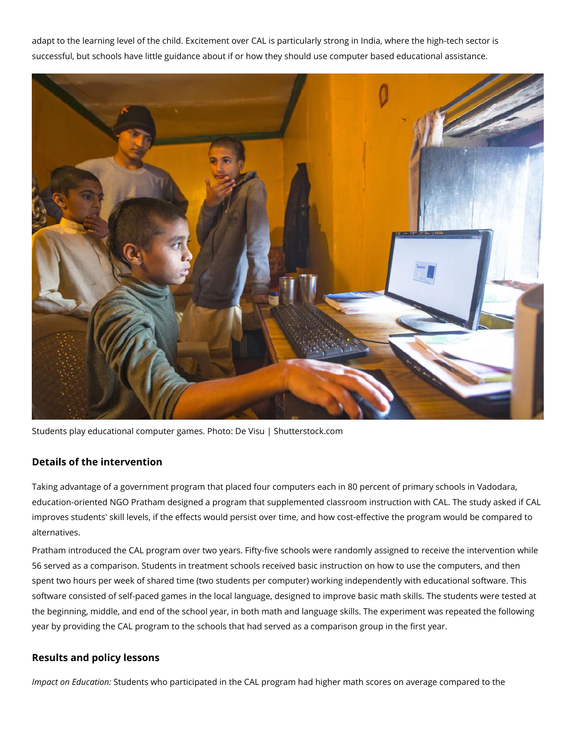adapt to the learning level of the child. Excitement over CAL is particularly strong in India, where the high-tech sector is successful, but schools have little guidance about if or how they should use computer based educational assistance.

Students play educational computer games. Photo: De Visu | Shutterstock.com

### Details of the intervention

Taking advantage of a government program that placed four computers each in 80 percent of primary schools in Vadodara, education-oriented NGO Pratham designed a program that supplemented classroom instruction with CAL. The study asked if CAL improves students' skill levels, if the effects would persist over time, and how cost-effective the program would be compared to alternatives.

Pratham introduced the CAL program over two years. Fifty-five schools were randomly assigned to receive the intervention while 56 served as a comparison. Students in treatment schools received basic instruction on how to use the computers, and then spent two hours per week of shared time (two students per computer) working independently with educational software. This software consisted of self-paced games in the local language, designed to improve basic math skills. The students were tested at the beginning, middle, and end of the school year, in both math and language skills. The experiment was repeated the following year by providing the CAL program to the schools that had served as a comparison group in the first year.

### Results and policy lessons

*Impact on Education:* Students who participated in the CAL program had higher math scores on average compared to the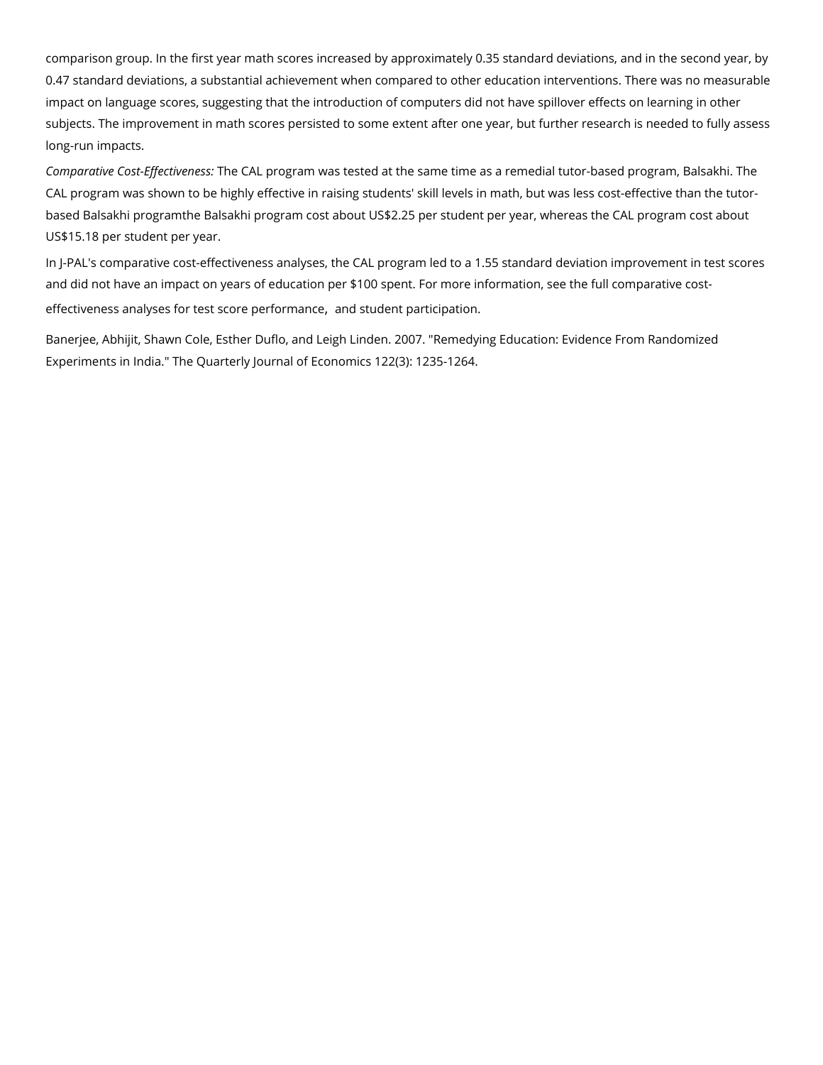comparison group. In the first year math scores increased by approximately 0.35 standard deviations, and in the second year, by 0.47 standard deviations, a substantial achievement when compared to other education interventions. There was no measurable impact on language scores, suggesting that the introduction of computers did not have spillover effects on learning in other subjects. The improvement in math scores persisted to some extent after one year, but further research is needed to fully assess long-run impacts.

*Comparative Cost-Effectiveness:* The CAL program was tested at the same time as a remedial tutor-based program, Balsakhi. The CAL program was shown to be highly effective in raising students' skill levels in math, but was less cost-effective than the tutor-based Balsakhi programthe Balsakhi program cost about US$2.25 per student per year, whereas the CAL program cost about US$15.18 per student per year.

In J-PAL's comparative cost-effectiveness analyses, the CAL program led to a 1.55 standard deviation improvement in test scores and did not have an impact on years of education per $100 spent. For more information, see the full comparative cost-effectiveness analyses for test score performance, and student participation.

Banerjee, Abhijit, Shawn Cole, Esther Duflo, and Leigh Linden. 2007. "Remedying Education: Evidence From Randomized Experiments in India." The Quarterly Journal of Economics 122(3): 1235-1264.